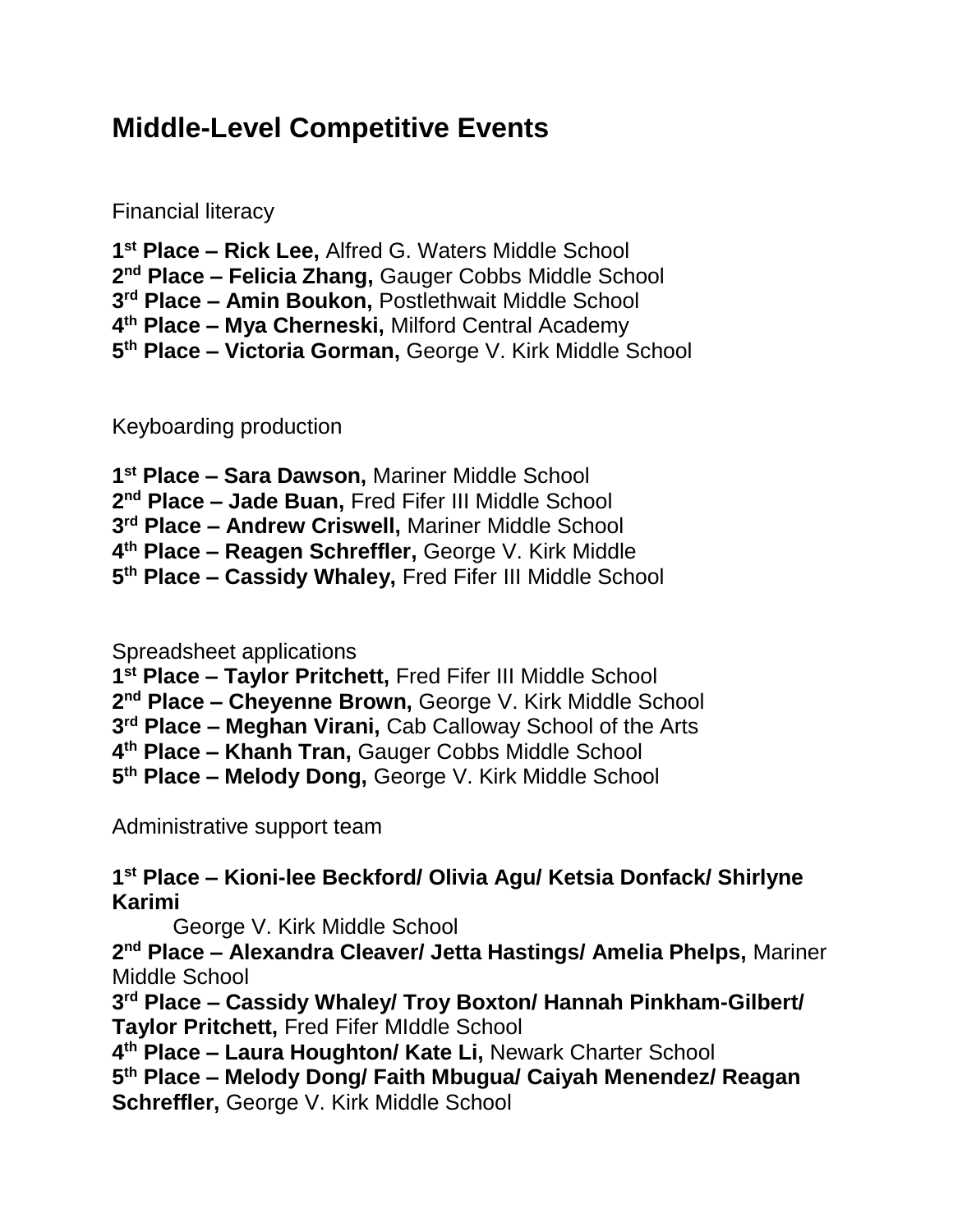# Middle-Level Competitive Events

Financial literacy

**1st Place – Rick Lee,** Alfred G. Waters Middle School
**2nd Place – Felicia Zhang,** Gauger Cobbs Middle School
**3rd Place – Amin Boukon,** Postlethwait Middle School
**4th Place – Mya Cherneski,** Milford Central Academy
**5th Place – Victoria Gorman,** George V. Kirk Middle School

Keyboarding production

**1st Place – Sara Dawson,** Mariner Middle School
**2nd Place – Jade Buan,** Fred Fifer III Middle School
**3rd Place – Andrew Criswell,** Mariner Middle School
**4th Place – Reagen Schreffler,** George V. Kirk Middle
**5th Place – Cassidy Whaley,** Fred Fifer III Middle School

Spreadsheet applications
**1st Place – Taylor Pritchett,** Fred Fifer III Middle School
**2nd Place – Cheyenne Brown,** George V. Kirk Middle School
**3rd Place – Meghan Virani,** Cab Calloway School of the Arts
**4th Place – Khanh Tran,** Gauger Cobbs Middle School
**5th Place – Melody Dong,** George V. Kirk Middle School

Administrative support team

**1st Place – Kioni-lee Beckford/ Olivia Agu/ Ketsia Donfack/ Shirlyne Karimi**
George V. Kirk Middle School
**2nd Place – Alexandra Cleaver/ Jetta Hastings/ Amelia Phelps,** Mariner Middle School
**3rd Place – Cassidy Whaley/ Troy Boxton/ Hannah Pinkham-Gilbert/ Taylor Pritchett,** Fred Fifer MIddle School
**4th Place – Laura Houghton/ Kate Li,** Newark Charter School
**5th Place – Melody Dong/ Faith Mbugua/ Caiyah Menendez/ Reagan Schreffler,** George V. Kirk Middle School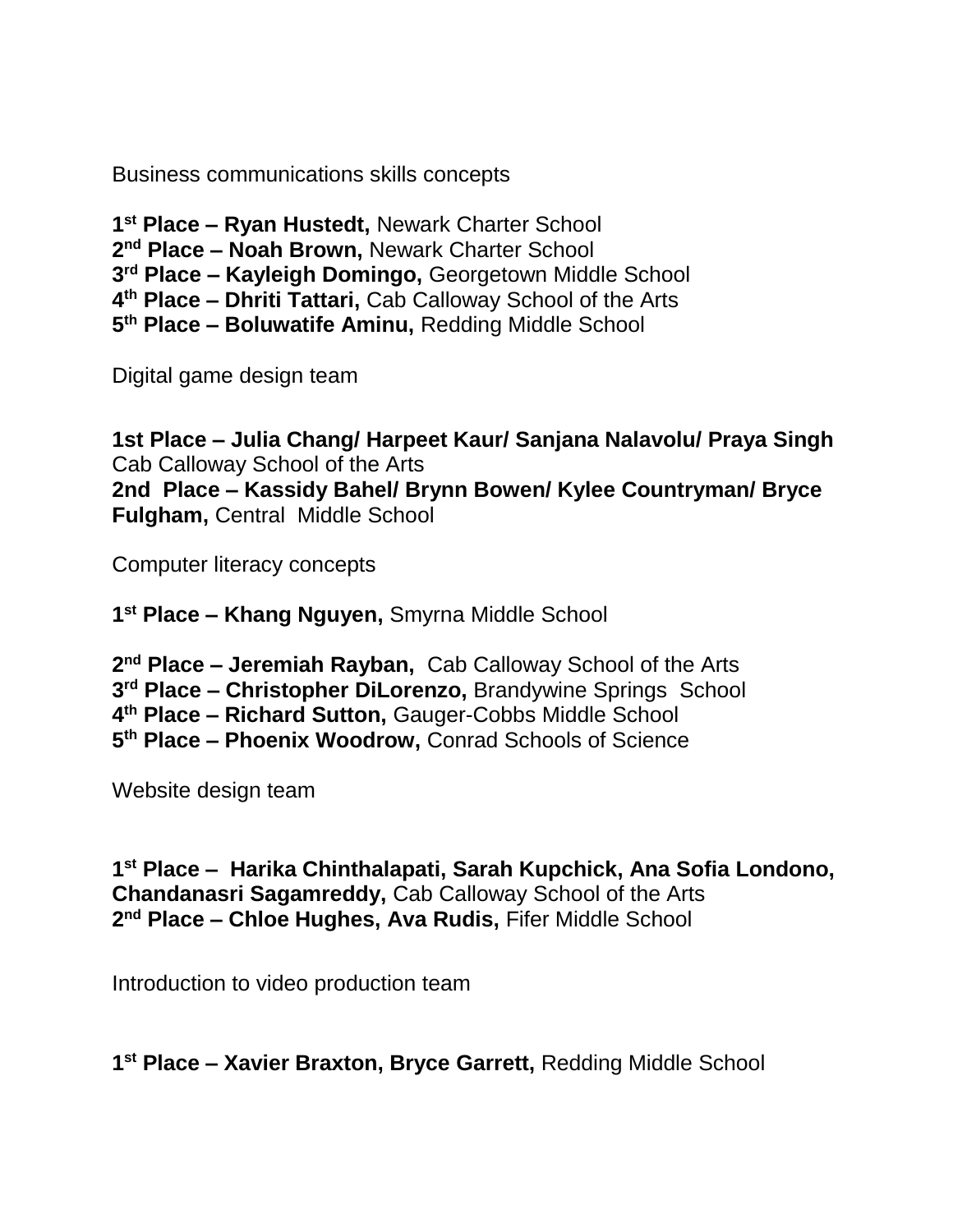Business communications skills concepts

**1st Place – Ryan Hustedt,** Newark Charter School
**2nd Place – Noah Brown,** Newark Charter School
**3rd Place – Kayleigh Domingo,** Georgetown Middle School
**4th Place – Dhriti Tattari,** Cab Calloway School of the Arts
**5th Place – Boluwatife Aminu,** Redding Middle School

Digital game design team

**1st Place – Julia Chang/ Harpeet Kaur/ Sanjana Nalavolu/ Praya Singh** Cab Calloway School of the Arts
**2nd Place – Kassidy Bahel/ Brynn Bowen/ Kylee Countryman/ Bryce Fulgham,** Central Middle School

Computer literacy concepts

**1st Place – Khang Nguyen,** Smyrna Middle School

**2nd Place – Jeremiah Rayban,** Cab Calloway School of the Arts
**3rd Place – Christopher DiLorenzo,** Brandywine Springs School
**4th Place – Richard Sutton,** Gauger-Cobbs Middle School
**5th Place – Phoenix Woodrow,** Conrad Schools of Science

Website design team

**1st Place – Harika Chinthalapati, Sarah Kupchick, Ana Sofia Londono, Chandanasri Sagamreddy,** Cab Calloway School of the Arts
**2nd Place – Chloe Hughes, Ava Rudis,** Fifer Middle School

Introduction to video production team

**1st Place – Xavier Braxton, Bryce Garrett,** Redding Middle School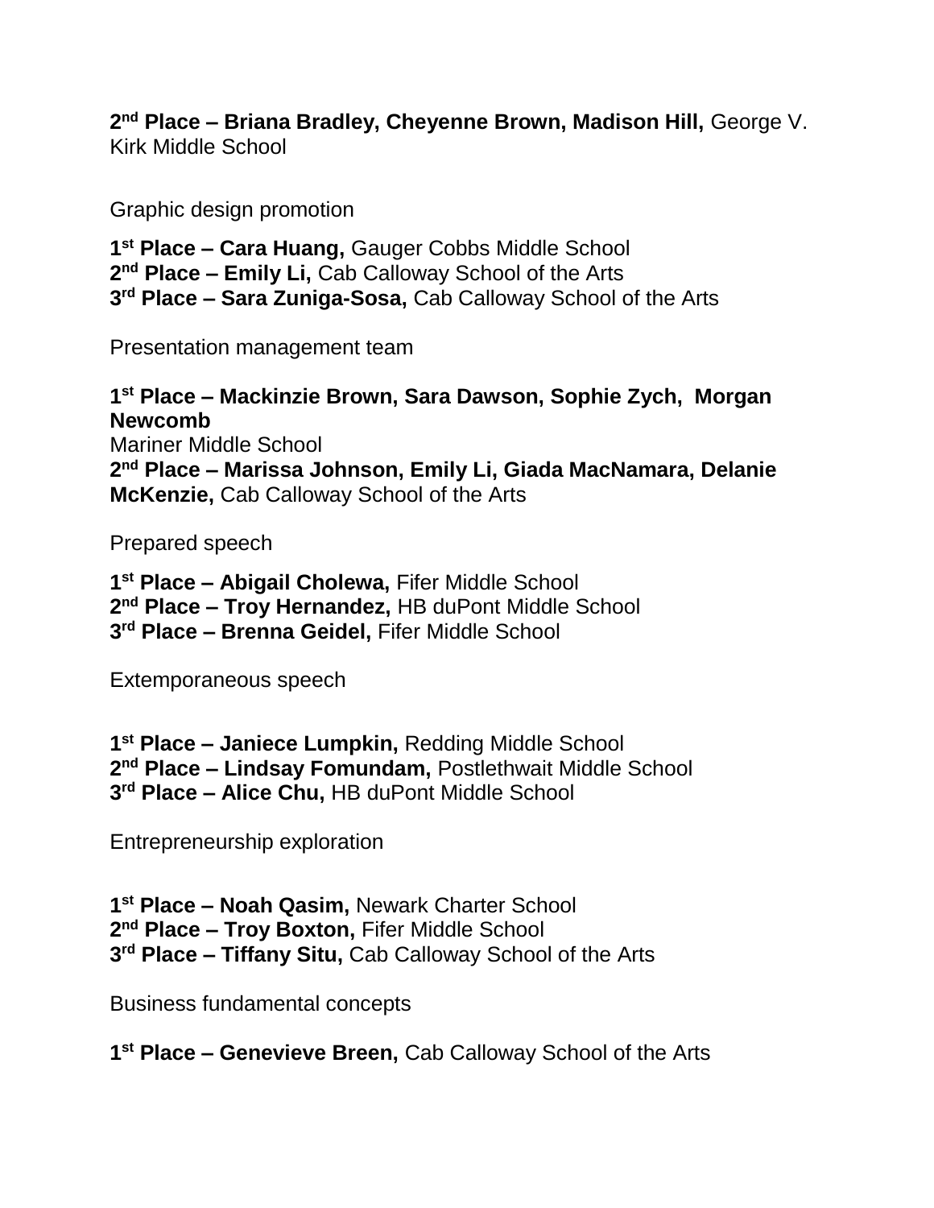**2nd Place – Briana Bradley, Cheyenne Brown, Madison Hill,** George V. Kirk Middle School

Graphic design promotion

**1st Place – Cara Huang,** Gauger Cobbs Middle School
**2nd Place – Emily Li,** Cab Calloway School of the Arts
**3rd Place – Sara Zuniga-Sosa,** Cab Calloway School of the Arts

Presentation management team

**1st Place – Mackinzie Brown, Sara Dawson, Sophie Zych, Morgan Newcomb**
Mariner Middle School
**2nd Place – Marissa Johnson, Emily Li, Giada MacNamara, Delanie McKenzie,** Cab Calloway School of the Arts

Prepared speech

**1st Place – Abigail Cholewa,** Fifer Middle School
**2nd Place – Troy Hernandez,** HB duPont Middle School
**3rd Place – Brenna Geidel,** Fifer Middle School

Extemporaneous speech

**1st Place – Janiece Lumpkin,** Redding Middle School
**2nd Place – Lindsay Fomundam,** Postlethwait Middle School
**3rd Place – Alice Chu,** HB duPont Middle School

Entrepreneurship exploration

**1st Place – Noah Qasim,** Newark Charter School
**2nd Place – Troy Boxton,** Fifer Middle School
**3rd Place – Tiffany Situ,** Cab Calloway School of the Arts

Business fundamental concepts

**1st Place – Genevieve Breen,** Cab Calloway School of the Arts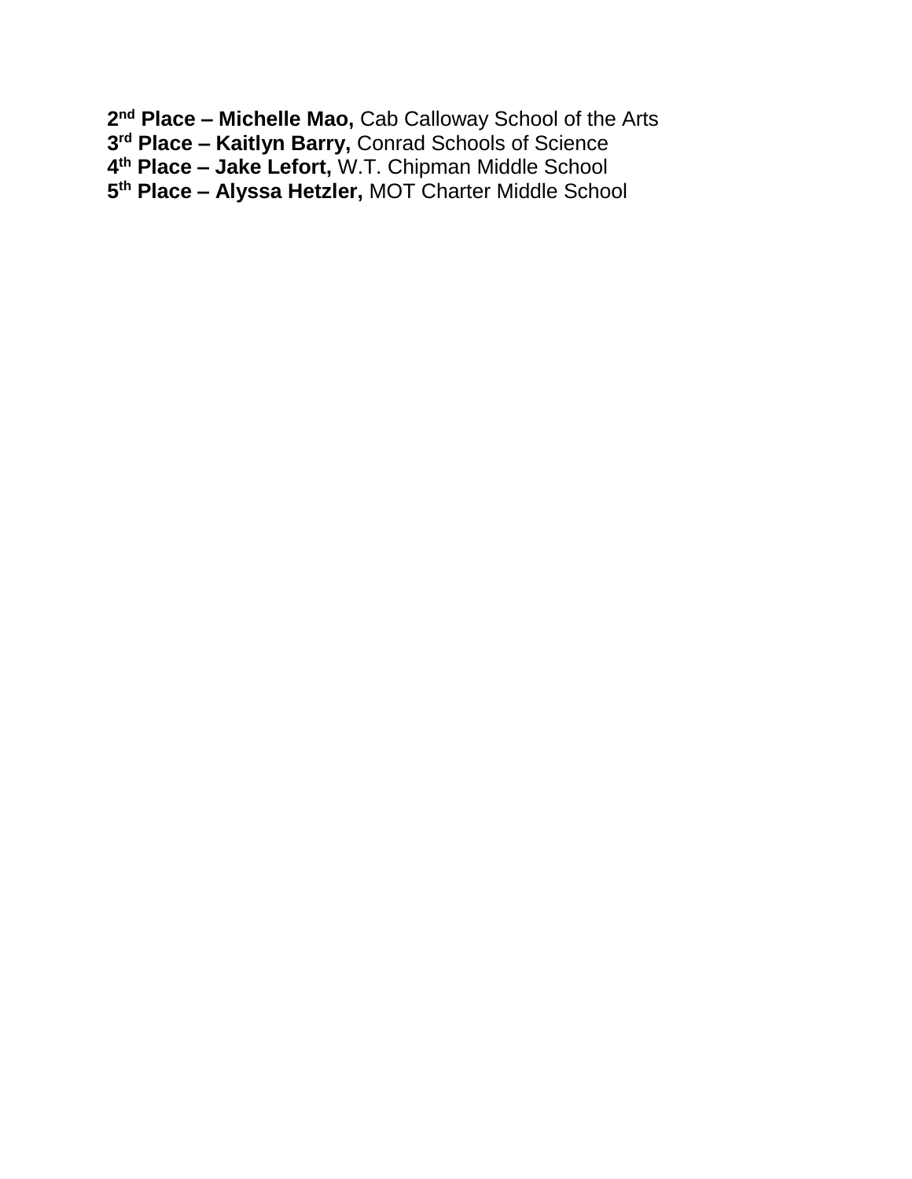**2nd Place – Michelle Mao,** Cab Calloway School of the Arts  
**3rd Place – Kaitlyn Barry,** Conrad Schools of Science  
**4th Place – Jake Lefort,** W.T. Chipman Middle School  
**5th Place – Alyssa Hetzler,** MOT Charter Middle School